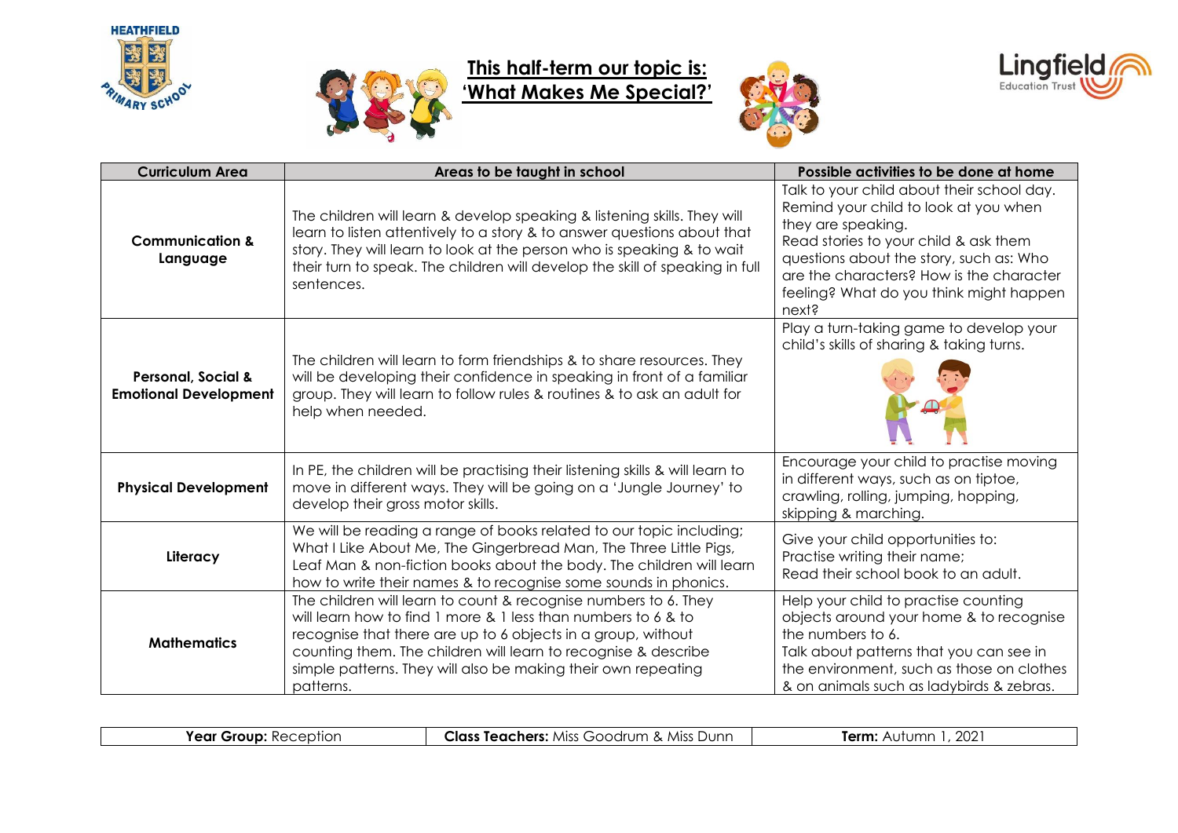HEATHFIELD PRIMARY SCHOOL

Lingfield Education Trust

# This half-term our topic is: 'What Makes Me Special?'

| Curriculum Area | Areas to be taught in school | Possible activities to be done at home |
|---|---|---|
| **Communication & Language** | The children will learn & develop speaking & listening skills. They will learn to listen attentively to a story & to answer questions about that story. They will learn to look at the person who is speaking & to wait their turn to speak. The children will develop the skill of speaking in full sentences. | Talk to your child about their school day. Remind your child to look at you when they are speaking. Read stories to your child & ask them questions about the story, such as: Who are the characters? How is the character feeling? What do you think might happen next? |
| **Personal, Social & Emotional Development** | The children will learn to form friendships & to share resources. They will be developing their confidence in speaking in front of a familiar group. They will learn to follow rules & routines & to ask an adult for help when needed. | Play a turn-taking game to develop your child's skills of sharing & taking turns. |
| **Physical Development** | In PE, the children will be practising their listening skills & will learn to move in different ways. They will be going on a 'Jungle Journey' to develop their gross motor skills. | Encourage your child to practise moving in different ways, such as on tiptoe, crawling, rolling, jumping, hopping, skipping & marching. |
| **Literacy** | We will be reading a range of books related to our topic including; What I Like About Me, The Gingerbread Man, The Three Little Pigs, Leaf Man & non-fiction books about the body. The children will learn how to write their names & to recognise some sounds in phonics. | Give your child opportunities to: Practise writing their name; Read their school book to an adult. |
| **Mathematics** | The children will learn to count & recognise numbers to 6. They will learn how to find 1 more & 1 less than numbers to 6 & to recognise that there are up to 6 objects in a group, without counting them. The children will learn to recognise & describe simple patterns. They will also be making their own repeating patterns. | Help your child to practise counting objects around your home & to recognise the numbers to 6. Talk about patterns that you can see in the environment, such as those on clothes & on animals such as ladybirds & zebras. |

| **Year Group:** Reception | **Class Teachers:** Miss Goodrum & Miss Dunn | **Term:** Autumn 1, 2021 |
|---|---|---|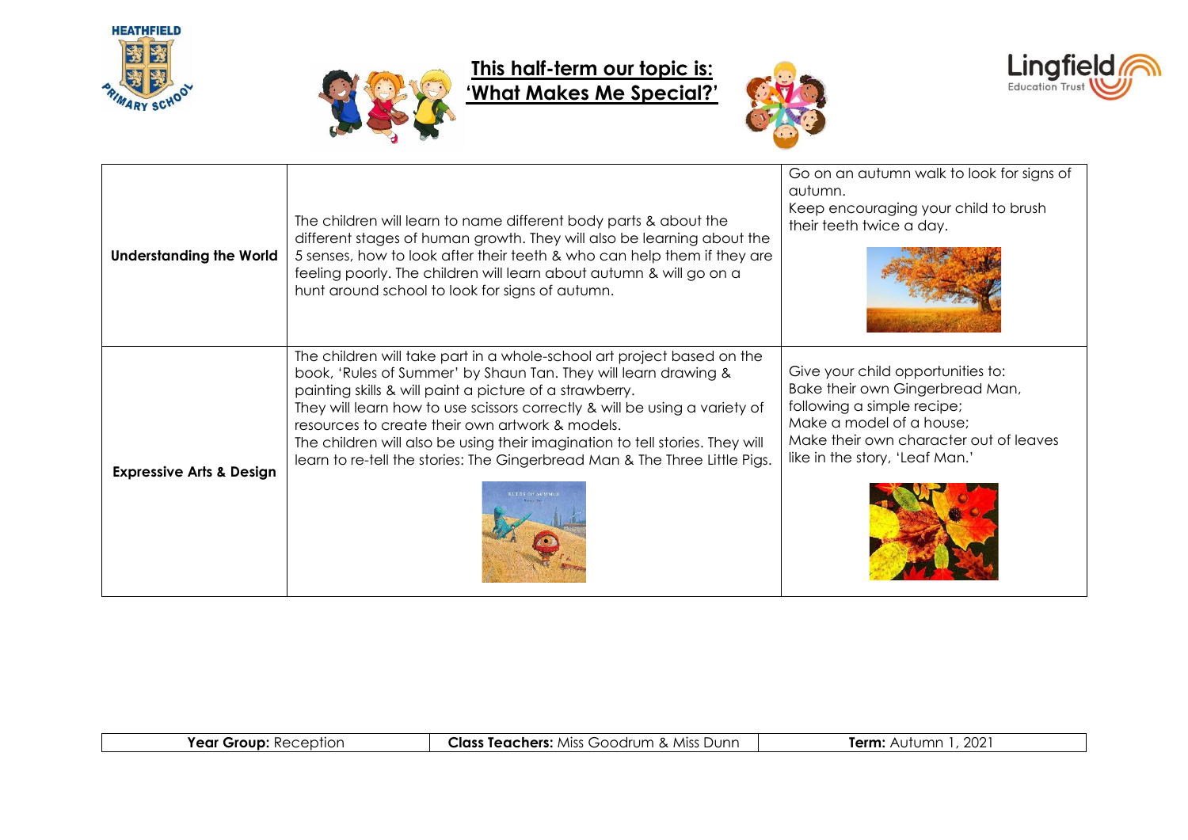## This half-term our topic is: 'What Makes Me Special?'

| | | |
|---|---|---|
| **Understanding the World** | The children will learn to name different body parts & about the different stages of human growth. They will also be learning about the 5 senses, how to look after their teeth & who can help them if they are feeling poorly. The children will learn about autumn & will go on a hunt around school to look for signs of autumn. | Go on an autumn walk to look for signs of autumn.<br>Keep encouraging your child to brush their teeth twice a day. |
| **Expressive Arts & Design** | The children will take part in a whole-school art project based on the book, 'Rules of Summer' by Shaun Tan. They will learn drawing & painting skills & will paint a picture of a strawberry.<br>They will learn how to use scissors correctly & will be using a variety of resources to create their own artwork & models.<br>The children will also be using their imagination to tell stories. They will learn to re-tell the stories: The Gingerbread Man & The Three Little Pigs. | Give your child opportunities to:<br>Bake their own Gingerbread Man, following a simple recipe;<br>Make a model of a house;<br>Make their own character out of leaves like in the story, 'Leaf Man.' |

| **Year Group:** Reception | **Class Teachers:** Miss Goodrum & Miss Dunn | **Term:** Autumn 1, 2021 |
|---|---|---|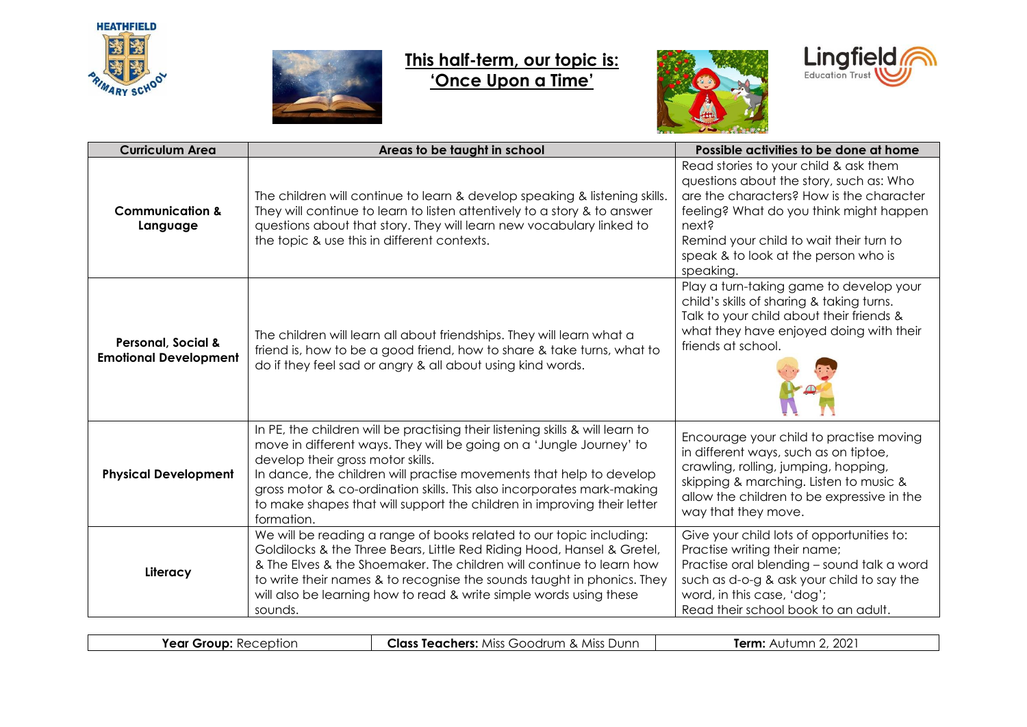HEATHFIELD PRIMARY SCHOOL

# This half-term, our topic is: 'Once Upon a Time'

Lingfield Education Trust

| Curriculum Area | Areas to be taught in school | Possible activities to be done at home |
| --- | --- | --- |
| **Communication & Language** | The children will continue to learn & develop speaking & listening skills. They will continue to learn to listen attentively to a story & to answer questions about that story. They will learn new vocabulary linked to the topic & use this in different contexts. | Read stories to your child & ask them questions about the story, such as: Who are the characters? How is the character feeling? What do you think might happen next?<br>Remind your child to wait their turn to speak & to look at the person who is speaking. |
| **Personal, Social & Emotional Development** | The children will learn all about friendships. They will learn what a friend is, how to be a good friend, how to share & take turns, what to do if they feel sad or angry & all about using kind words. | Play a turn-taking game to develop your child's skills of sharing & taking turns.<br>Talk to your child about their friends & what they have enjoyed doing with their friends at school. |
| **Physical Development** | In PE, the children will be practising their listening skills & will learn to move in different ways. They will be going on a 'Jungle Journey' to develop their gross motor skills.<br>In dance, the children will practise movements that help to develop gross motor & co-ordination skills. This also incorporates mark-making to make shapes that will support the children in improving their letter formation. | Encourage your child to practise moving in different ways, such as on tiptoe, crawling, rolling, jumping, hopping, skipping & marching. Listen to music & allow the children to be expressive in the way that they move. |
| **Literacy** | We will be reading a range of books related to our topic including: Goldilocks & the Three Bears, Little Red Riding Hood, Hansel & Gretel, & The Elves & the Shoemaker. The children will continue to learn how to write their names & to recognise the sounds taught in phonics. They will also be learning how to read & write simple words using these sounds. | Give your child lots of opportunities to:<br>Practise writing their name;<br>Practise oral blending – sound talk a word such as d-o-g & ask your child to say the word, in this case, 'dog';<br>Read their school book to an adult. |

| **Year Group:** Reception | **Class Teachers:** Miss Goodrum & Miss Dunn | **Term:** Autumn 2, 2021 |
| --- | --- | --- |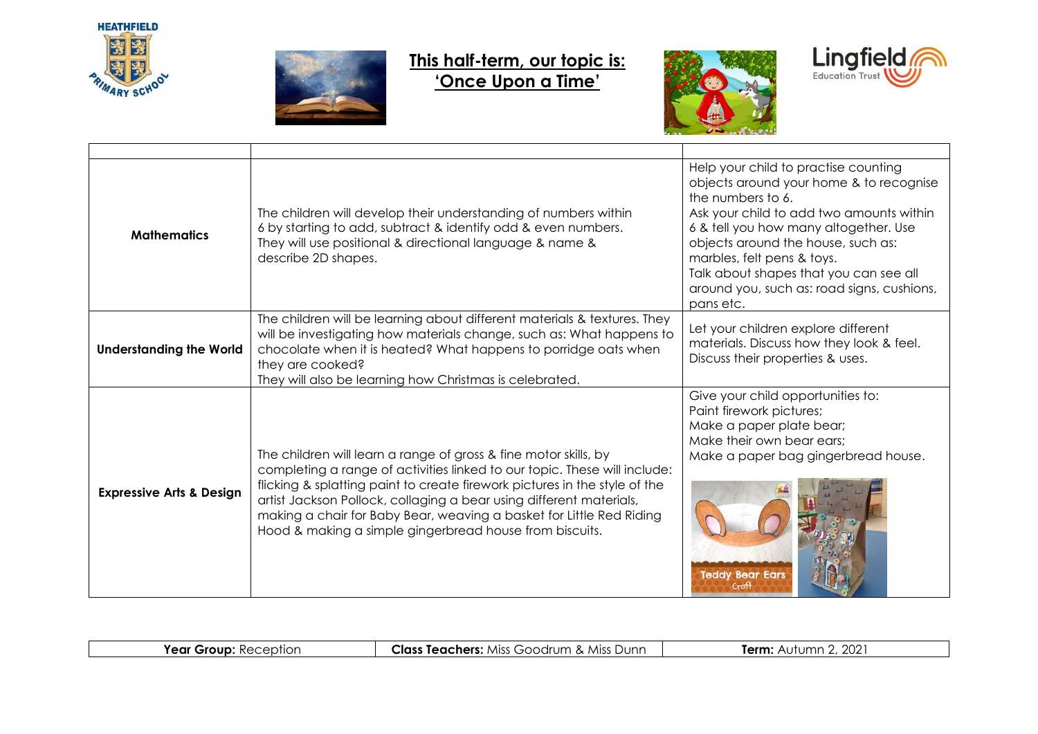## This half-term, our topic is: 'Once Upon a Time'

| | | |
|---|---|---|
| **Mathematics** | The children will develop their understanding of numbers within 6 by starting to add, subtract & identify odd & even numbers. They will use positional & directional language & name & describe 2D shapes. | Help your child to practise counting objects around your home & to recognise the numbers to 6. Ask your child to add two amounts within 6 & tell you how many altogether. Use objects around the house, such as: marbles, felt pens & toys. Talk about shapes that you can see all around you, such as: road signs, cushions, pans etc. |
| **Understanding the World** | The children will be learning about different materials & textures. They will be investigating how materials change, such as: What happens to chocolate when it is heated? What happens to porridge oats when they are cooked? They will also be learning how Christmas is celebrated. | Let your children explore different materials. Discuss how they look & feel. Discuss their properties & uses. |
| **Expressive Arts & Design** | The children will learn a range of gross & fine motor skills, by completing a range of activities linked to our topic. These will include: flicking & splatting paint to create firework pictures in the style of the artist Jackson Pollock, collaging a bear using different materials, making a chair for Baby Bear, weaving a basket for Little Red Riding Hood & making a simple gingerbread house from biscuits. | Give your child opportunities to: Paint firework pictures; Make a paper plate bear; Make their own bear ears; Make a paper bag gingerbread house. |

| | | |
|---|---|---|
| **Year Group:** Reception | **Class Teachers:** Miss Goodrum & Miss Dunn | **Term:** Autumn 2, 2021 |